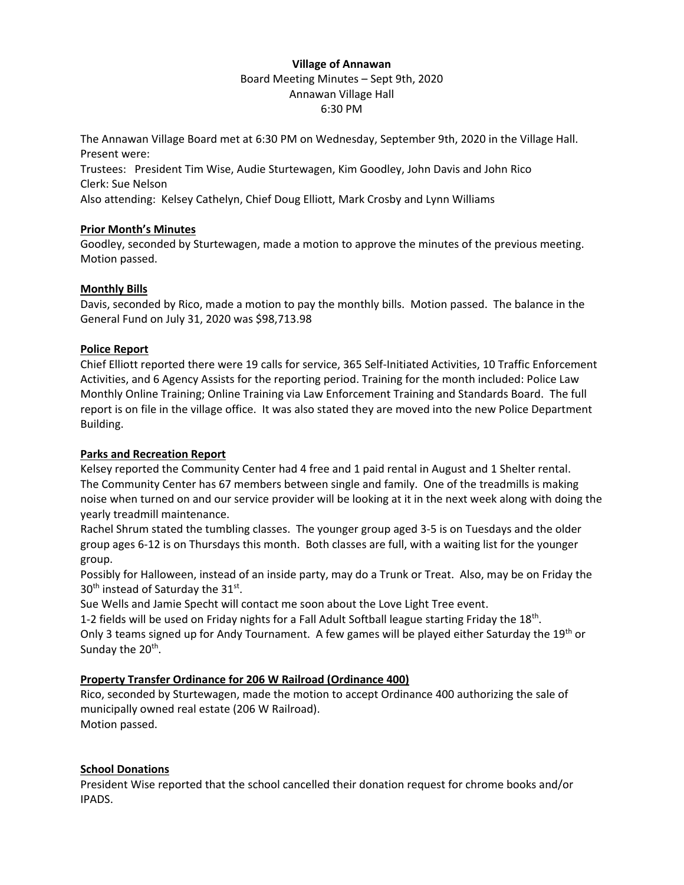**Village of Annawan**

Board Meeting Minutes – Sept 9th, 2020

Annawan Village Hall

6:30 PM

The Annawan Village Board met at 6:30 PM on Wednesday, September 9th, 2020 in the Village Hall. Present were:

Trustees: President Tim Wise, Audie Sturtewagen, Kim Goodley, John Davis and John Rico

Clerk: Sue Nelson

Also attending: Kelsey Cathelyn, Chief Doug Elliott, Mark Crosby and Lynn Williams

**Prior Month's Minutes**

Goodley, seconded by Sturtewagen, made a motion to approve the minutes of the previous meeting. Motion passed.

**Monthly Bills**

Davis, seconded by Rico, made a motion to pay the monthly bills. Motion passed. The balance in the General Fund on July 31, 2020 was $98,713.98

**Police Report**

Chief Elliott reported there were 19 calls for service, 365 Self-Initiated Activities, 10 Traffic Enforcement Activities, and 6 Agency Assists for the reporting period. Training for the month included: Police Law Monthly Online Training; Online Training via Law Enforcement Training and Standards Board. The full report is on file in the village office. It was also stated they are moved into the new Police Department Building.

**Parks and Recreation Report**

Kelsey reported the Community Center had 4 free and 1 paid rental in August and 1 Shelter rental. The Community Center has 67 members between single and family. One of the treadmills is making noise when turned on and our service provider will be looking at it in the next week along with doing the yearly treadmill maintenance.

Rachel Shrum stated the tumbling classes. The younger group aged 3-5 is on Tuesdays and the older group ages 6-12 is on Thursdays this month. Both classes are full, with a waiting list for the younger group.

Possibly for Halloween, instead of an inside party, may do a Trunk or Treat. Also, may be on Friday the 30th instead of Saturday the 31st.

Sue Wells and Jamie Specht will contact me soon about the Love Light Tree event.

1-2 fields will be used on Friday nights for a Fall Adult Softball league starting Friday the 18th.

Only 3 teams signed up for Andy Tournament. A few games will be played either Saturday the 19th or Sunday the 20th.

**Property Transfer Ordinance for 206 W Railroad (Ordinance 400)**

Rico, seconded by Sturtewagen, made the motion to accept Ordinance 400 authorizing the sale of municipally owned real estate (206 W Railroad).

Motion passed.

**School Donations**

President Wise reported that the school cancelled their donation request for chrome books and/or IPADS.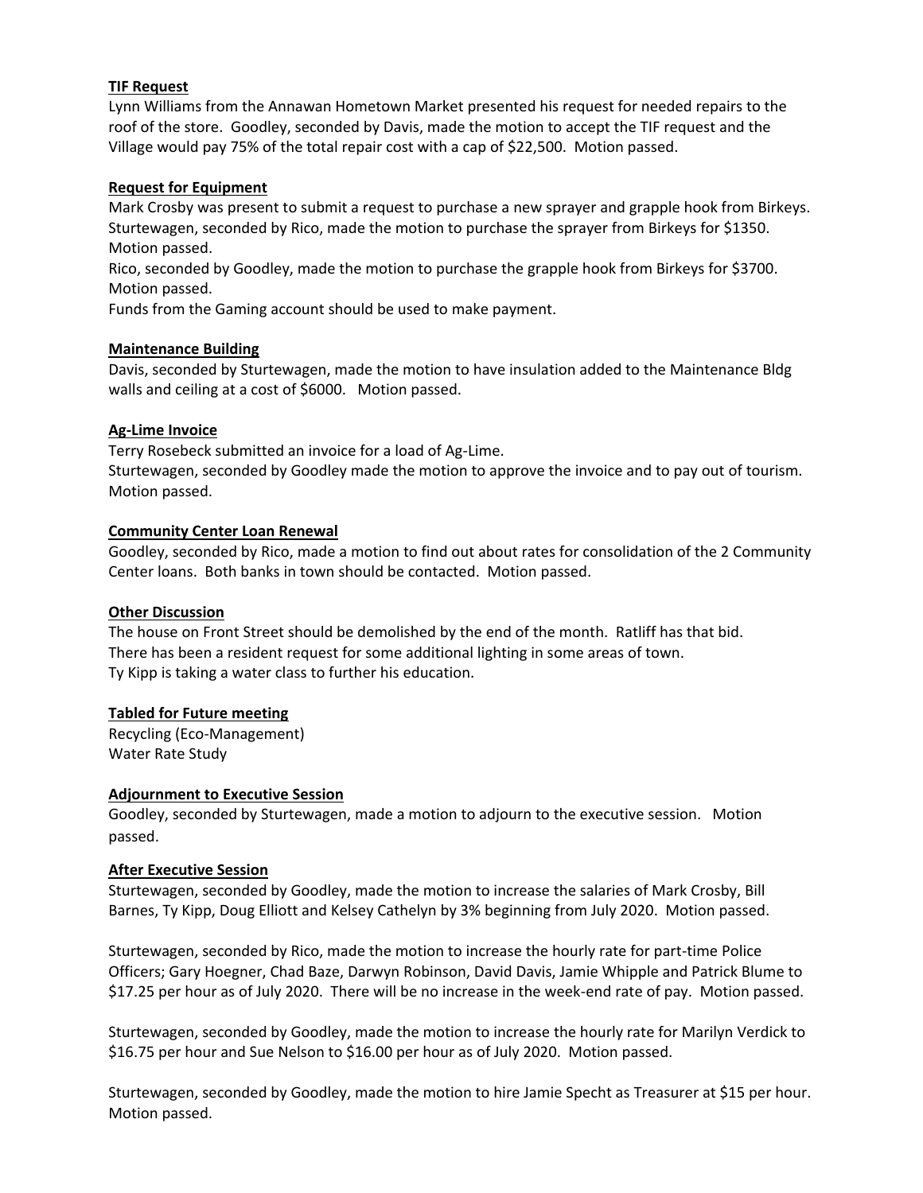**TIF Request**

Lynn Williams from the Annawan Hometown Market presented his request for needed repairs to the roof of the store. Goodley, seconded by Davis, made the motion to accept the TIF request and the Village would pay 75% of the total repair cost with a cap of $22,500. Motion passed.

**Request for Equipment**

Mark Crosby was present to submit a request to purchase a new sprayer and grapple hook from Birkeys.
Sturtewagen, seconded by Rico, made the motion to purchase the sprayer from Birkeys for $1350. Motion passed.
Rico, seconded by Goodley, made the motion to purchase the grapple hook from Birkeys for $3700. Motion passed.
Funds from the Gaming account should be used to make payment.

**Maintenance Building**

Davis, seconded by Sturtewagen, made the motion to have insulation added to the Maintenance Bldg walls and ceiling at a cost of $6000. Motion passed.

**Ag-Lime Invoice**

Terry Rosebeck submitted an invoice for a load of Ag-Lime.
Sturtewagen, seconded by Goodley made the motion to approve the invoice and to pay out of tourism. Motion passed.

**Community Center Loan Renewal**

Goodley, seconded by Rico, made a motion to find out about rates for consolidation of the 2 Community Center loans. Both banks in town should be contacted. Motion passed.

**Other Discussion**

The house on Front Street should be demolished by the end of the month. Ratliff has that bid.
There has been a resident request for some additional lighting in some areas of town.
Ty Kipp is taking a water class to further his education.

**Tabled for Future meeting**

Recycling (Eco-Management)
Water Rate Study

**Adjournment to Executive Session**

Goodley, seconded by Sturtewagen, made a motion to adjourn to the executive session. Motion passed.

**After Executive Session**

Sturtewagen, seconded by Goodley, made the motion to increase the salaries of Mark Crosby, Bill Barnes, Ty Kipp, Doug Elliott and Kelsey Cathelyn by 3% beginning from July 2020. Motion passed.

Sturtewagen, seconded by Rico, made the motion to increase the hourly rate for part-time Police Officers; Gary Hoegner, Chad Baze, Darwyn Robinson, David Davis, Jamie Whipple and Patrick Blume to $17.25 per hour as of July 2020. There will be no increase in the week-end rate of pay. Motion passed.

Sturtewagen, seconded by Goodley, made the motion to increase the hourly rate for Marilyn Verdick to $16.75 per hour and Sue Nelson to $16.00 per hour as of July 2020. Motion passed.

Sturtewagen, seconded by Goodley, made the motion to hire Jamie Specht as Treasurer at $15 per hour. Motion passed.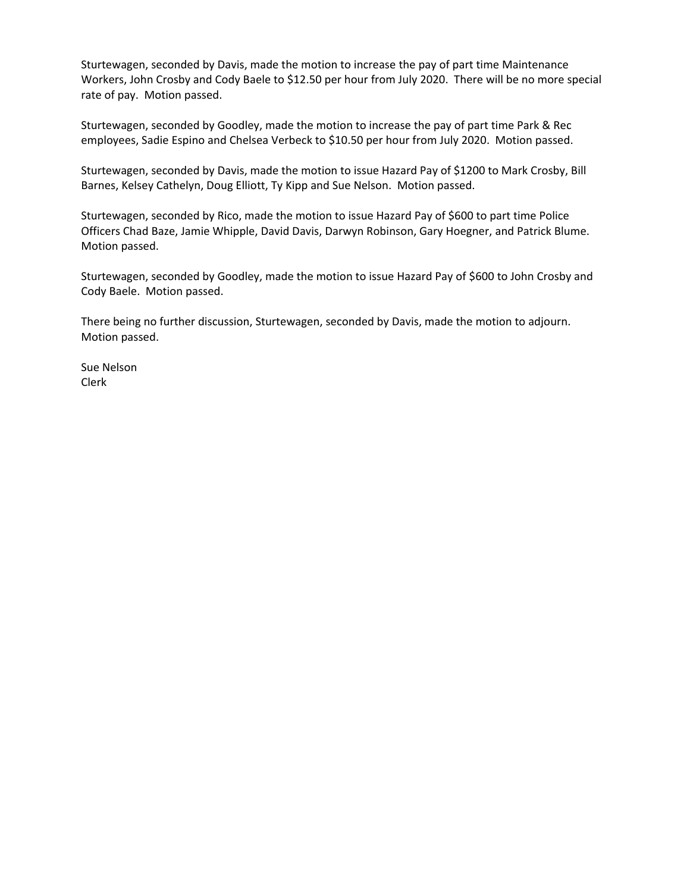Sturtewagen, seconded by Davis, made the motion to increase the pay of part time Maintenance Workers, John Crosby and Cody Baele to $12.50 per hour from July 2020. There will be no more special rate of pay. Motion passed.

Sturtewagen, seconded by Goodley, made the motion to increase the pay of part time Park & Rec employees, Sadie Espino and Chelsea Verbeck to $10.50 per hour from July 2020. Motion passed.

Sturtewagen, seconded by Davis, made the motion to issue Hazard Pay of $1200 to Mark Crosby, Bill Barnes, Kelsey Cathelyn, Doug Elliott, Ty Kipp and Sue Nelson. Motion passed.

Sturtewagen, seconded by Rico, made the motion to issue Hazard Pay of $600 to part time Police Officers Chad Baze, Jamie Whipple, David Davis, Darwyn Robinson, Gary Hoegner, and Patrick Blume. Motion passed.

Sturtewagen, seconded by Goodley, made the motion to issue Hazard Pay of $600 to John Crosby and Cody Baele. Motion passed.

There being no further discussion, Sturtewagen, seconded by Davis, made the motion to adjourn. Motion passed.

Sue Nelson
Clerk